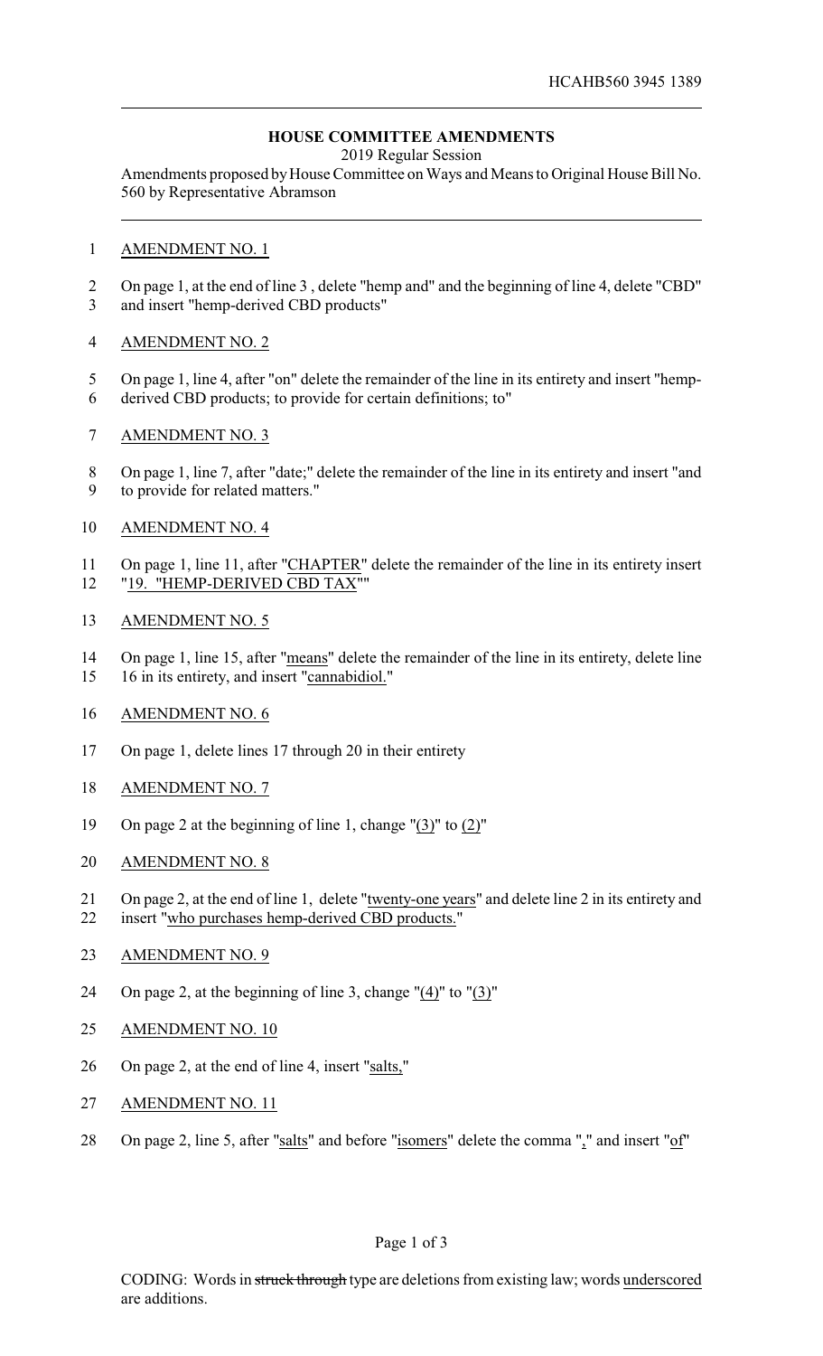HCAHB560 3945 1389

**HOUSE COMMITTEE AMENDMENTS**

2019 Regular Session

Amendments proposed by House Committee on Ways and Means to Original House Bill No. 560 by Representative Abramson

1 AMENDMENT NO. 1

2 On page 1, at the end of line 3 , delete "hemp and" and the beginning of line 4, delete "CBD"
3 and insert "hemp-derived CBD products"

4 AMENDMENT NO. 2

5 On page 1, line 4, after "on" delete the remainder of the line in its entirety and insert "hemp-
6 derived CBD products; to provide for certain definitions; to"

7 AMENDMENT NO. 3

8 On page 1, line 7, after "date;" delete the remainder of the line in its entirety and insert "and
9 to provide for related matters."

10 AMENDMENT NO. 4

11 On page 1, line 11, after "CHAPTER" delete the remainder of the line in its entirety insert
12 "19. "HEMP-DERIVED CBD TAX""

13 AMENDMENT NO. 5

14 On page 1, line 15, after "means" delete the remainder of the line in its entirety, delete line
15 16 in its entirety, and insert "cannabidiol."

16 AMENDMENT NO. 6

17 On page 1, delete lines 17 through 20 in their entirety

18 AMENDMENT NO. 7

19 On page 2 at the beginning of line 1, change "(3)" to (2)"

20 AMENDMENT NO. 8

21 On page 2, at the end of line 1, delete "twenty-one years" and delete line 2 in its entirety and
22 insert "who purchases hemp-derived CBD products."

23 AMENDMENT NO. 9

24 On page 2, at the beginning of line 3, change "(4)" to "(3)"

25 AMENDMENT NO. 10

26 On page 2, at the end of line 4, insert "salts,"

27 AMENDMENT NO. 11

28 On page 2, line 5, after "salts" and before "isomers" delete the comma "," and insert "of"

CODING: Words in ~~struck through~~ type are deletions from existing law; words underscored are additions.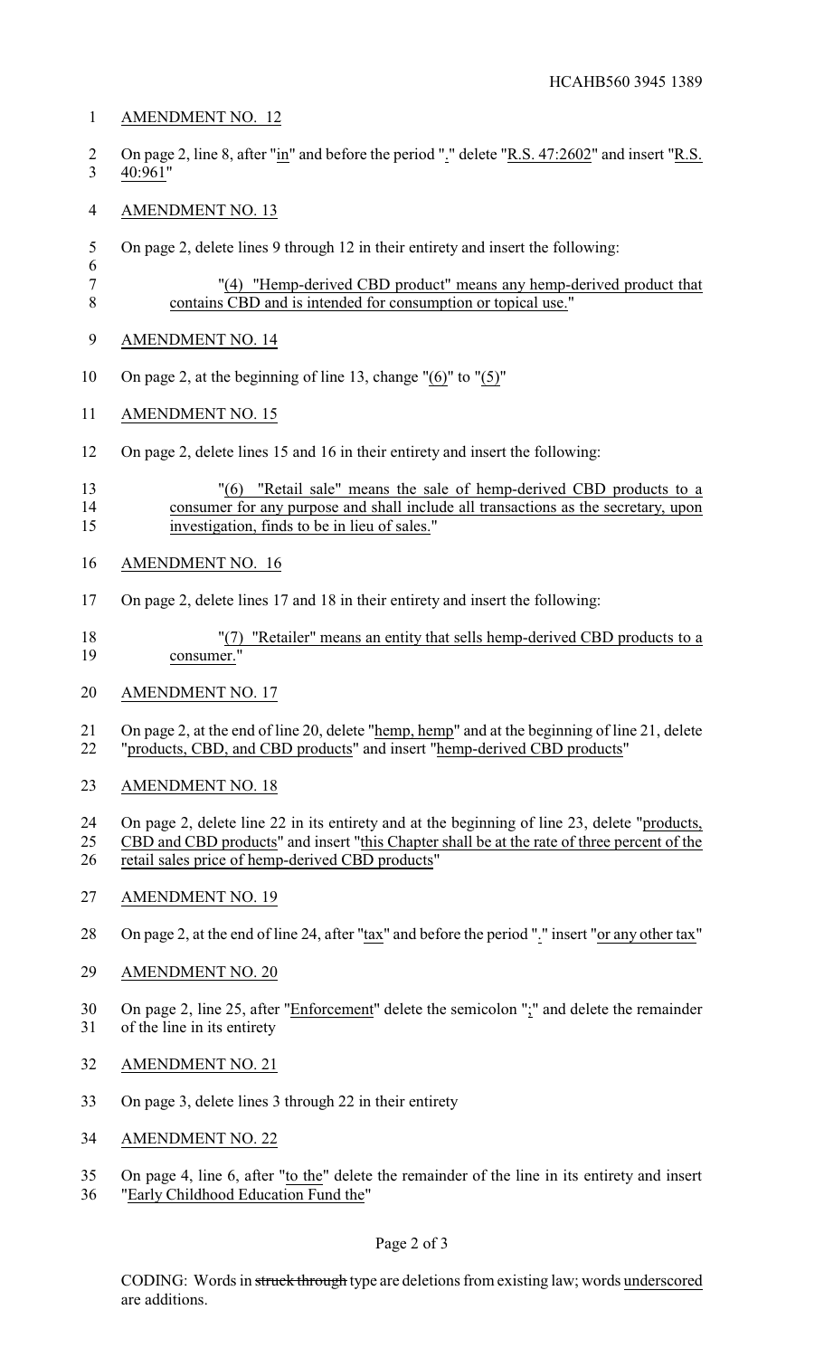AMENDMENT NO. 12

On page 2, line 8, after "in" and before the period "." delete "R.S. 47:2602" and insert "R.S. 40:961"

AMENDMENT NO. 13

On page 2, delete lines 9 through 12 in their entirety and insert the following:

"(4) "Hemp-derived CBD product" means any hemp-derived product that contains CBD and is intended for consumption or topical use."

AMENDMENT NO. 14

On page 2, at the beginning of line 13, change "(6)" to "(5)"

AMENDMENT NO. 15

On page 2, delete lines 15 and 16 in their entirety and insert the following:

"(6) "Retail sale" means the sale of hemp-derived CBD products to a consumer for any purpose and shall include all transactions as the secretary, upon investigation, finds to be in lieu of sales."

AMENDMENT NO. 16

On page 2, delete lines 17 and 18 in their entirety and insert the following:

"(7) "Retailer" means an entity that sells hemp-derived CBD products to a consumer."

AMENDMENT NO. 17

On page 2, at the end of line 20, delete "hemp, hemp" and at the beginning of line 21, delete "products, CBD, and CBD products" and insert "hemp-derived CBD products"

AMENDMENT NO. 18

On page 2, delete line 22 in its entirety and at the beginning of line 23, delete "products, CBD and CBD products" and insert "this Chapter shall be at the rate of three percent of the retail sales price of hemp-derived CBD products"

AMENDMENT NO. 19

On page 2, at the end of line 24, after "tax" and before the period "." insert "or any other tax"

AMENDMENT NO. 20

On page 2, line 25, after "Enforcement" delete the semicolon ";" and delete the remainder of the line in its entirety

AMENDMENT NO. 21

On page 3, delete lines 3 through 22 in their entirety

AMENDMENT NO. 22

On page 4, line 6, after "to the" delete the remainder of the line in its entirety and insert "Early Childhood Education Fund the"

CODING: Words in ~~struck through~~ type are deletions from existing law; words underscored are additions.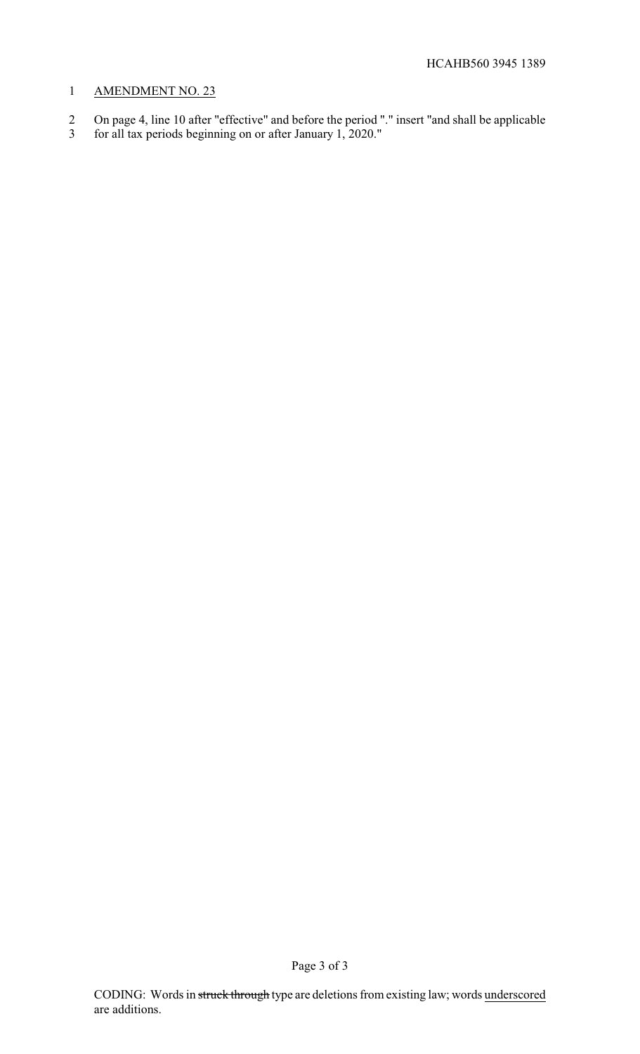AMENDMENT NO. 23

On page 4, line 10 after "effective" and before the period "." insert "and shall be applicable for all tax periods beginning on or after January 1, 2020."

CODING: Words in ~~struck through~~ type are deletions from existing law; words underscored are additions.